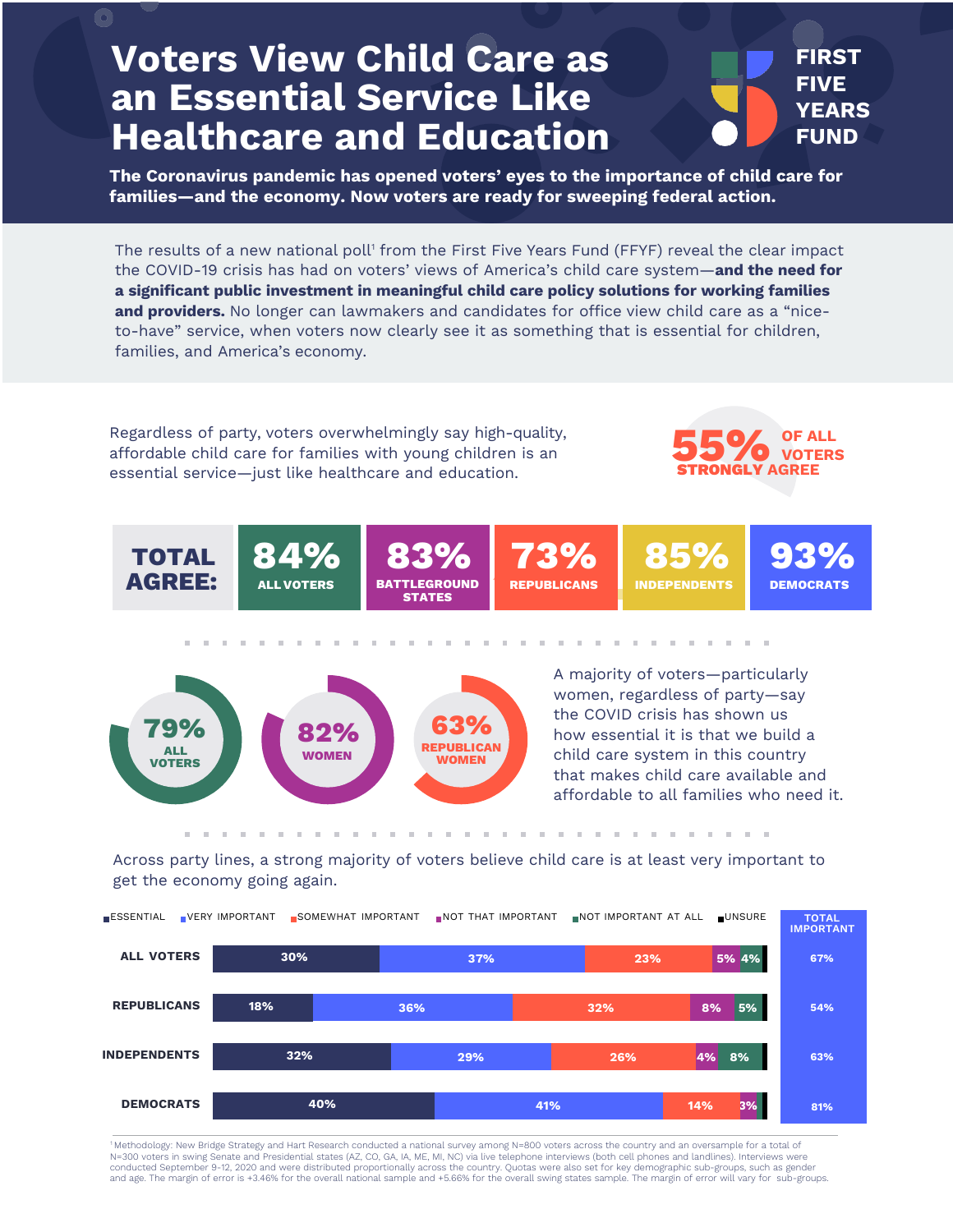# Voters View Child Care as an Essential Service Like Healthcare and Education

FIRST FIVE YEARS FUND

**The Coronavirus pandemic has opened voters' eyes to the importance of child care for families—and the economy. Now voters are ready for sweeping federal action.**

The results of a new national poll[1] from the First Five Years Fund (FFYF) reveal the clear impact the COVID-19 crisis has had on voters' views of America's child care system—**and the need for a significant public investment in meaningful child care policy solutions for working families and providers.** No longer can lawmakers and candidates for office view child care as a "nice-to-have" service, when voters now clearly see it as something that is essential for children, families, and America's economy.

Regardless of party, voters overwhelmingly say high-quality, affordable child care for families with young children is an essential service—just like healthcare and education.

**55% OF ALL VOTERS STRONGLY AGREE**

| TOTAL AGREE: | 84% ALL VOTERS | 83% BATTLEGROUND STATES | 73% REPUBLICANS | 85% INDEPENDENTS | 93% DEMOCRATS |
|---|---|---|---|---|---|

- **79%** ALL VOTERS
- **82%** WOMEN
- **63%** REPUBLICAN WOMEN

A majority of voters—particularly women, regardless of party—say the COVID crisis has shown us how essential it is that we build a child care system in this country that makes child care available and affordable to all families who need it.

Across party lines, a strong majority of voters believe child care is at least very important to get the economy going again.

| | ESSENTIAL | VERY IMPORTANT | SOMEWHAT IMPORTANT | NOT THAT IMPORTANT | NOT IMPORTANT AT ALL | UNSURE | TOTAL IMPORTANT |
|---|---|---|---|---|---|---|---|
| ALL VOTERS | 30% | 37% | 23% | 5% | 4% | | 67% |
| REPUBLICANS | 18% | 36% | 32% | 8% | 5% | | 54% |
| INDEPENDENTS | 32% | 29% | 26% | 4% | 8% | | 63% |
| DEMOCRATS | 40% | 41% | 14% | 3% | | | 81% |

[1] Methodology: New Bridge Strategy and Hart Research conducted a national survey among N=800 voters across the country and an oversample for a total of N=300 voters in swing Senate and Presidential states (AZ, CO, GA, IA, ME, MI, NC) via live telephone interviews (both cell phones and landlines). Interviews were conducted September 9-12, 2020 and were distributed proportionally across the country. Quotas were also set for key demographic sub-groups, such as gender and age. The margin of error is +3.46% for the overall national sample and +5.66% for the overall swing states sample. The margin of error will vary for sub-groups.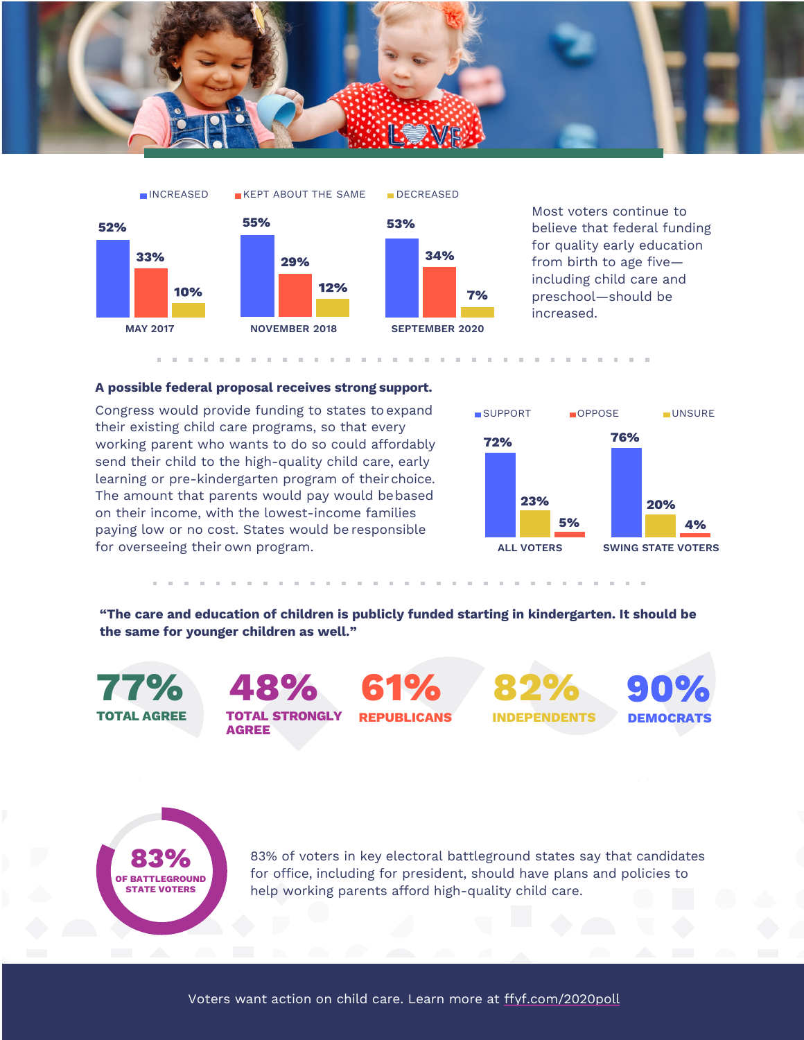INCREASED
KEPT ABOUT THE SAME
DECREASED

52%
33%
10%
MAY 2017

55%
29%
12%
NOVEMBER 2018

53%
34%
7%
SEPTEMBER 2020

Most voters continue to believe that federal funding for quality early education from birth to age five—including child care and preschool—should be increased.

**A possible federal proposal receives strong support.**

Congress would provide funding to states to expand their existing child care programs, so that every working parent who wants to do so could affordably send their child to the high-quality child care, early learning or pre-kindergarten program of their choice. The amount that parents would pay would be based on their income, with the lowest-income families paying low or no cost. States would be responsible for overseeing their own program.

SUPPORT
OPPOSE
UNSURE

72%
23%
5%
ALL VOTERS

76%
20%
4%
SWING STATE VOTERS

**"The care and education of children is publicly funded starting in kindergarten. It should be the same for younger children as well."**

**77%** TOTAL AGREE

**48%** TOTAL STRONGLY AGREE

**61%** REPUBLICANS

**82%** INDEPENDENTS

**90%** DEMOCRATS

**83%** OF BATTLEGROUND STATE VOTERS

83% of voters in key electoral battleground states say that candidates for office, including for president, should have plans and policies to help working parents afford high-quality child care.

Voters want action on child care. Learn more at ffyf.com/2020poll